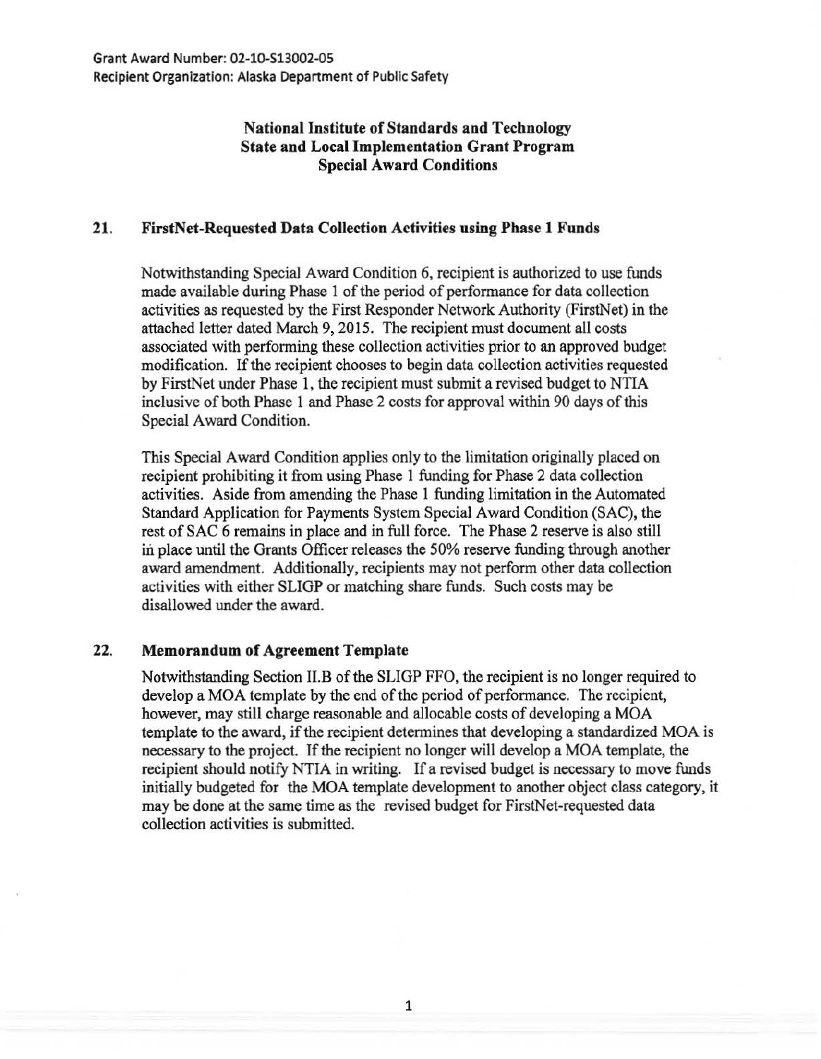Grant Award Number: 02-10-S13002-05
Recipient Organization: Alaska Department of Public Safety

**National Institute of Standards and Technology**
**State and Local Implementation Grant Program**
**Special Award Conditions**

### 21. FirstNet-Requested Data Collection Activities using Phase 1 Funds

Notwithstanding Special Award Condition 6, recipient is authorized to use funds made available during Phase 1 of the period of performance for data collection activities as requested by the First Responder Network Authority (FirstNet) in the attached letter dated March 9, 2015. The recipient must document all costs associated with performing these collection activities prior to an approved budget modification. If the recipient chooses to begin data collection activities requested by FirstNet under Phase 1, the recipient must submit a revised budget to NTIA inclusive of both Phase 1 and Phase 2 costs for approval within 90 days of this Special Award Condition.

This Special Award Condition applies only to the limitation originally placed on recipient prohibiting it from using Phase 1 funding for Phase 2 data collection activities. Aside from amending the Phase 1 funding limitation in the Automated Standard Application for Payments System Special Award Condition (SAC), the rest of SAC 6 remains in place and in full force. The Phase 2 reserve is also still in place until the Grants Officer releases the 50% reserve funding through another award amendment. Additionally, recipients may not perform other data collection activities with either SLIGP or matching share funds. Such costs may be disallowed under the award.

### 22. Memorandum of Agreement Template

Notwithstanding Section II.B of the SLIGP FFO, the recipient is no longer required to develop a MOA template by the end of the period of performance. The recipient, however, may still charge reasonable and allocable costs of developing a MOA template to the award, if the recipient determines that developing a standardized MOA is necessary to the project. If the recipient no longer will develop a MOA template, the recipient should notify NTIA in writing. If a revised budget is necessary to move funds initially budgeted for the MOA template development to another object class category, it may be done at the same time as the revised budget for FirstNet-requested data collection activities is submitted.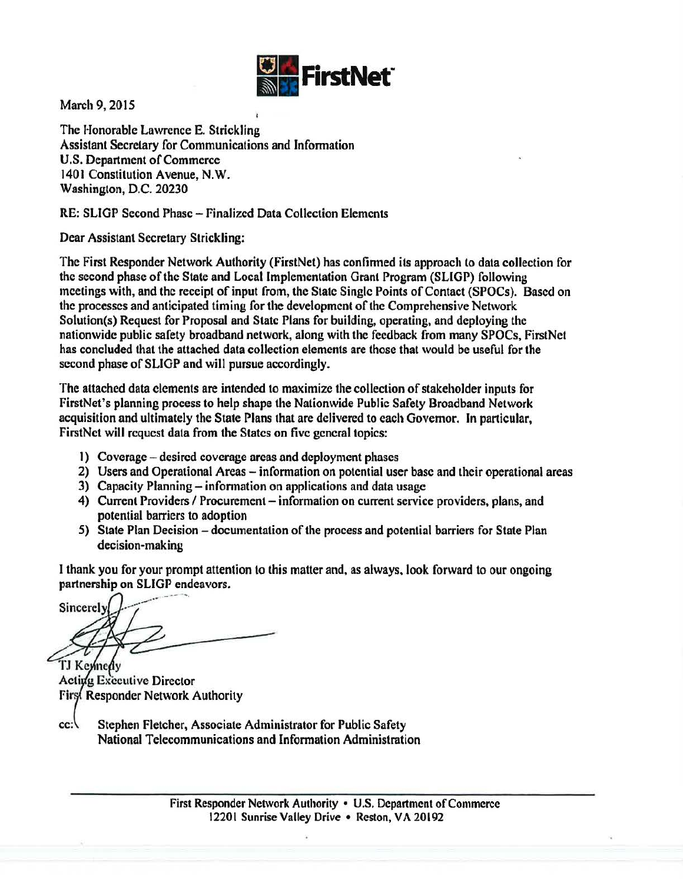March 9, 2015

The Honorable Lawrence E. Strickling
Assistant Secretary for Communications and Information
U.S. Department of Commerce
1401 Constitution Avenue, N.W.
Washington, D.C. 20230

RE: SLIGP Second Phase – Finalized Data Collection Elements

Dear Assistant Secretary Strickling:

The First Responder Network Authority (FirstNet) has confirmed its approach to data collection for the second phase of the State and Local Implementation Grant Program (SLIGP) following meetings with, and the receipt of input from, the State Single Points of Contact (SPOCs). Based on the processes and anticipated timing for the development of the Comprehensive Network Solution(s) Request for Proposal and State Plans for building, operating, and deploying the nationwide public safety broadband network, along with the feedback from many SPOCs, FirstNet has concluded that the attached data collection elements are those that would be useful for the second phase of SLIGP and will pursue accordingly.

The attached data elements are intended to maximize the collection of stakeholder inputs for FirstNet's planning process to help shape the Nationwide Public Safety Broadband Network acquisition and ultimately the State Plans that are delivered to each Governor. In particular, FirstNet will request data from the States on five general topics:

1) Coverage – desired coverage areas and deployment phases
2) Users and Operational Areas – information on potential user base and their operational areas
3) Capacity Planning – information on applications and data usage
4) Current Providers / Procurement – information on current service providers, plans, and potential barriers to adoption
5) State Plan Decision – documentation of the process and potential barriers for State Plan decision-making

I thank you for your prompt attention to this matter and, as always, look forward to our ongoing partnership on SLIGP endeavors.

Sincerely,

TJ Kennedy
Acting Executive Director
First Responder Network Authority

cc: Stephen Fletcher, Associate Administrator for Public Safety
National Telecommunications and Information Administration

First Responder Network Authority • U.S. Department of Commerce
12201 Sunrise Valley Drive • Reston, VA 20192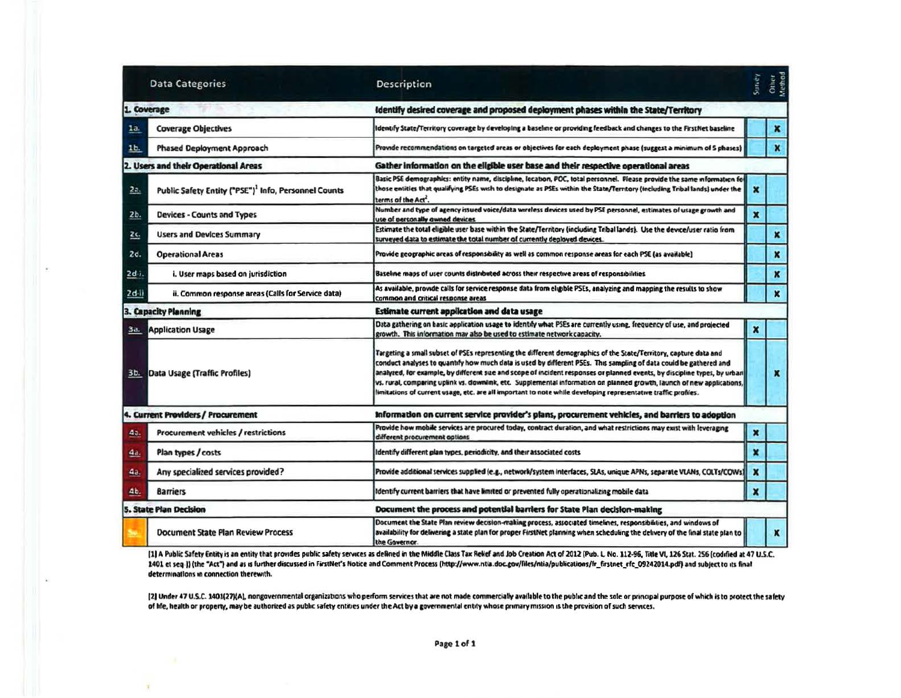| | Data Categories | Description | Survey | Other Method |
|---|---|---|---|---|
| **1. Coverage** | | **Identify desired coverage and proposed deployment phases within the State/Territory** | | |
| 1a. | Coverage Objectives | Identify State/Territory coverage by developing a baseline or providing feedback and changes to the FirstNet baseline | | X |
| 1b. | Phased Deployment Approach | Provide recommendations on targeted areas or objectives for each deployment phase (suggest a minimum of 5 phases) | | X |
| **2. Users and their Operational Areas** | | **Gather information on the eligible user base and their respective operational areas** | | |
| 2a. | Public Safety Entity ("PSE")[1] Info, Personnel Counts | Basic PSE demographics: entity name, discipline, location, POC, total personnel. Please provide the same information for those entities that qualifying PSEs wish to designate as PSEs within the State/Territory (including Tribal lands) under the terms of the Act[2]. | X | |
| 2b. | Devices - Counts and Types | Number and type of agency issued voice/data wireless devices used by PSE personnel, estimates of usage growth and use of personally owned devices | X | |
| 2c. | Users and Devices Summary | Estimate the total eligible user base within the State/Territory (including Tribal lands). Use the device/user ratio from surveyed data to estimate the total number of currently deployed devices. | | X |
| 2d. | Operational Areas | Provide geographic areas of responsibility as well as common response areas for each PSE (as available) | | X |
| 2d.i. | i. User maps based on jurisdiction | Baseline maps of user counts distributed across their respective areas of responsibilities | | X |
| 2d.ii | ii. Common response areas (Calls for Service data) | As available, provide calls for service response data from eligible PSEs, analyzing and mapping the results to show common and critical response areas | | X |
| **3. Capacity Planning** | | **Estimate current application and data usage** | | |
| 3a. | Application Usage | Data gathering on basic application usage to identify what PSEs are currently using, frequency of use, and projected growth. This information may also be used to estimate network capacity. | X | |
| 3b. | Data Usage (Traffic Profiles) | Targeting a small subset of PSEs representing the different demographics of the State/Territory, capture data and conduct analyses to quantify how much data is used by different PSEs. This sampling of data could be gathered and analyzed, for example, by different size and scope of incident responses or planned events, by discipline types, by urban vs. rural, comparing uplink vs. downlink, etc. Supplemental information on planned growth, launch of new applications, limitations of current usage, etc. are all important to note while developing representative traffic profiles. | | X |
| **4. Current Providers / Procurement** | | **Information on current service provider's plans, procurement vehicles, and barriers to adoption** | | |
| 4a. | Procurement vehicles / restrictions | Provide how mobile services are procured today, contract duration, and what restrictions may exist with leveraging different procurement options | X | |
| 4a. | Plan types / costs | Identify different plan types, periodicity, and their associated costs | X | |
| 4a. | Any specialized services provided? | Provide additional services supplied (e.g., network/system interfaces, SLAs, unique APNs, separate VLANs, COLTs/COWs) | X | |
| 4b. | Barriers | Identify current barriers that have limited or prevented fully operationalizing mobile data | X | |
| **5. State Plan Decision** | | **Document the process and potential barriers for State Plan decision-making** | | |
| 5a. | Document State Plan Review Process | Document the State Plan review decision-making process, associated timelines, responsibilities, and windows of availability for delivering a state plan for proper FirstNet planning when scheduling the delivery of the final state plan to the Governor. | | X |

[1] A Public Safety Entity is an entity that provides public safety services as defined in the Middle Class Tax Relief and Job Creation Act of 2012 (Pub. L. No. 112-96, Title VI, 126 Stat. 256 (codified at 47 U.S.C. 1401 et seq.)) (the "Act") and as is further discussed in FirstNet's Notice and Comment Process (http://www.ntia.doc.gov/files/ntia/publications/fr_firstnet_rfc_09242014.pdf) and subject to its final determinations in connection therewith.

[2] Under 47 U.S.C. 1401(27)(A), nongovernmental organizations who perform services that are not made commercially available to the public and the sole or principal purpose of which is to protect the safety of life, health or property, may be authorized as public safety entities under the Act by a governmental entity whose primary mission is the provision of such services.